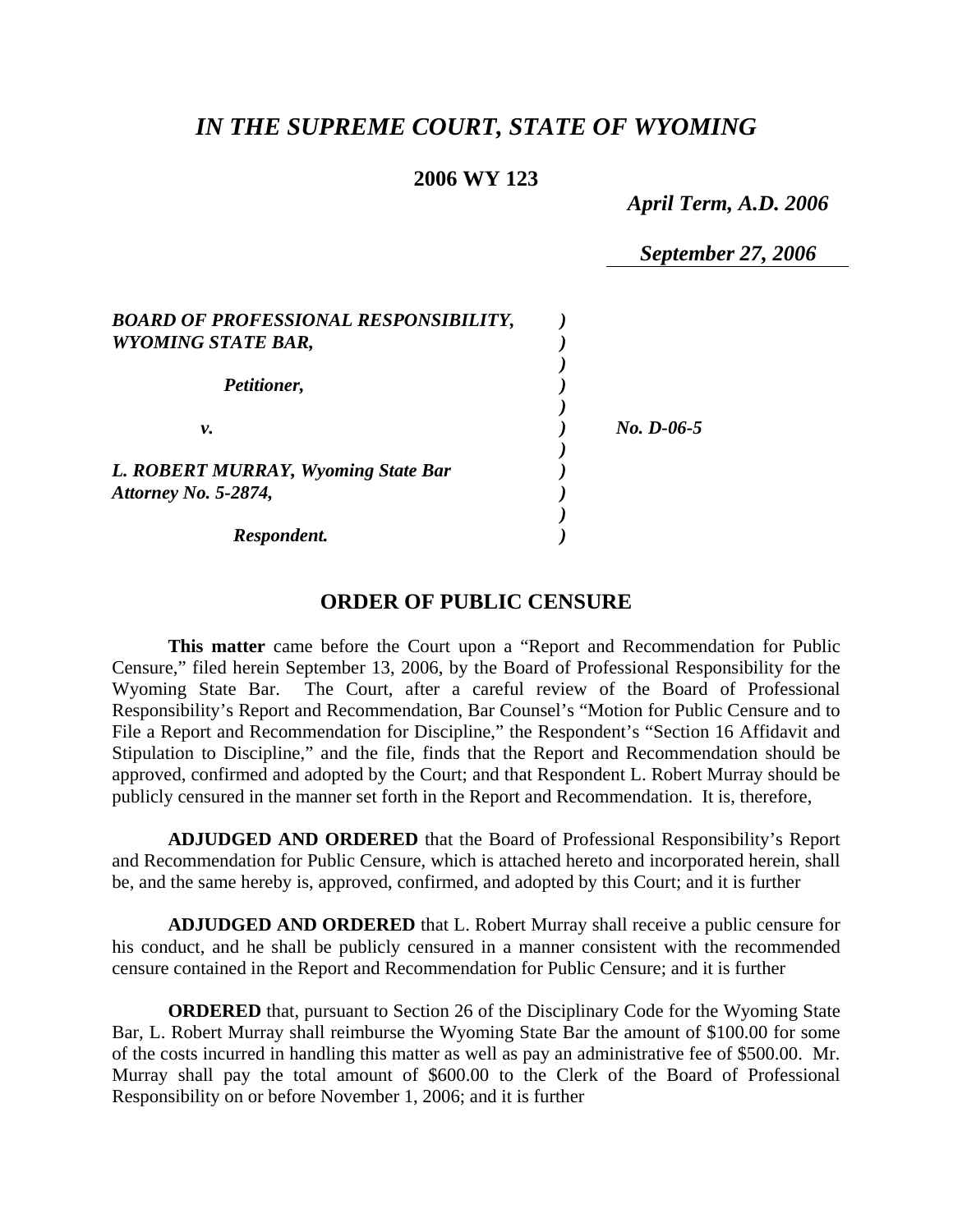# *IN THE SUPREME COURT, STATE OF WYOMING*

**2006 WY 123**

***April Term, A.D. 2006***

***September 27, 2006***

| | | |
|---|---|---|
| ***BOARD OF PROFESSIONAL RESPONSIBILITY, WYOMING STATE BAR,*** | | |
| ***Petitioner,*** | | |
| ***v.*** | | ***No. D-06-5*** |
| ***L. ROBERT MURRAY, Wyoming State Bar Attorney No. 5-2874,*** | | |
| ***Respondent.*** | | |

## ORDER OF PUBLIC CENSURE

**This matter** came before the Court upon a "Report and Recommendation for Public Censure," filed herein September 13, 2006, by the Board of Professional Responsibility for the Wyoming State Bar. The Court, after a careful review of the Board of Professional Responsibility's Report and Recommendation, Bar Counsel's "Motion for Public Censure and to File a Report and Recommendation for Discipline," the Respondent's "Section 16 Affidavit and Stipulation to Discipline," and the file, finds that the Report and Recommendation should be approved, confirmed and adopted by the Court; and that Respondent L. Robert Murray should be publicly censured in the manner set forth in the Report and Recommendation. It is, therefore,

**ADJUDGED AND ORDERED** that the Board of Professional Responsibility's Report and Recommendation for Public Censure, which is attached hereto and incorporated herein, shall be, and the same hereby is, approved, confirmed, and adopted by this Court; and it is further

**ADJUDGED AND ORDERED** that L. Robert Murray shall receive a public censure for his conduct, and he shall be publicly censured in a manner consistent with the recommended censure contained in the Report and Recommendation for Public Censure; and it is further

**ORDERED** that, pursuant to Section 26 of the Disciplinary Code for the Wyoming State Bar, L. Robert Murray shall reimburse the Wyoming State Bar the amount of $100.00 for some of the costs incurred in handling this matter as well as pay an administrative fee of $500.00. Mr. Murray shall pay the total amount of $600.00 to the Clerk of the Board of Professional Responsibility on or before November 1, 2006; and it is further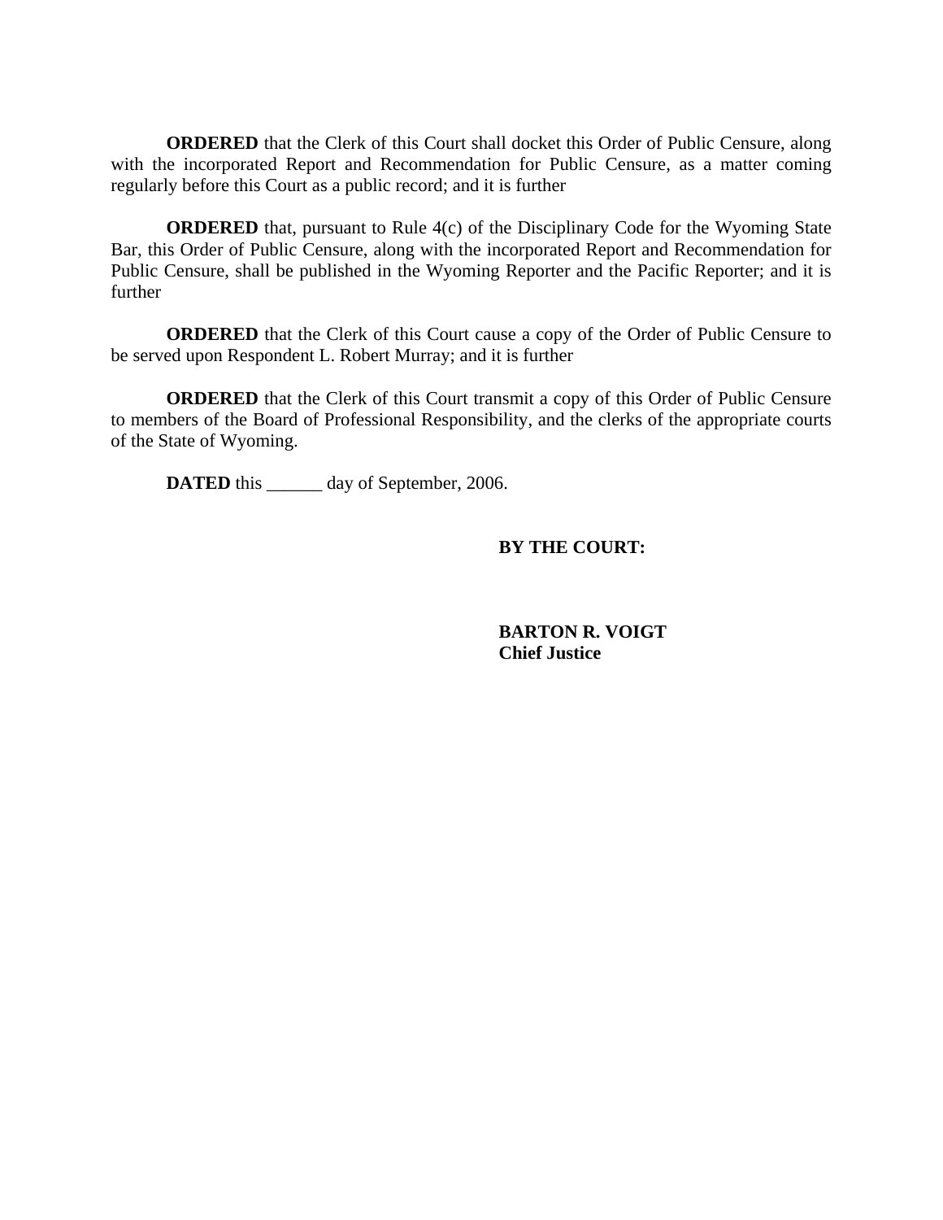**ORDERED** that the Clerk of this Court shall docket this Order of Public Censure, along with the incorporated Report and Recommendation for Public Censure, as a matter coming regularly before this Court as a public record; and it is further

**ORDERED** that, pursuant to Rule 4(c) of the Disciplinary Code for the Wyoming State Bar, this Order of Public Censure, along with the incorporated Report and Recommendation for Public Censure, shall be published in the Wyoming Reporter and the Pacific Reporter; and it is further

**ORDERED** that the Clerk of this Court cause a copy of the Order of Public Censure to be served upon Respondent L. Robert Murray; and it is further

**ORDERED** that the Clerk of this Court transmit a copy of this Order of Public Censure to members of the Board of Professional Responsibility, and the clerks of the appropriate courts of the State of Wyoming.

**DATED** this ______ day of September, 2006.

**BY THE COURT:**

**BARTON R. VOIGT**
**Chief Justice**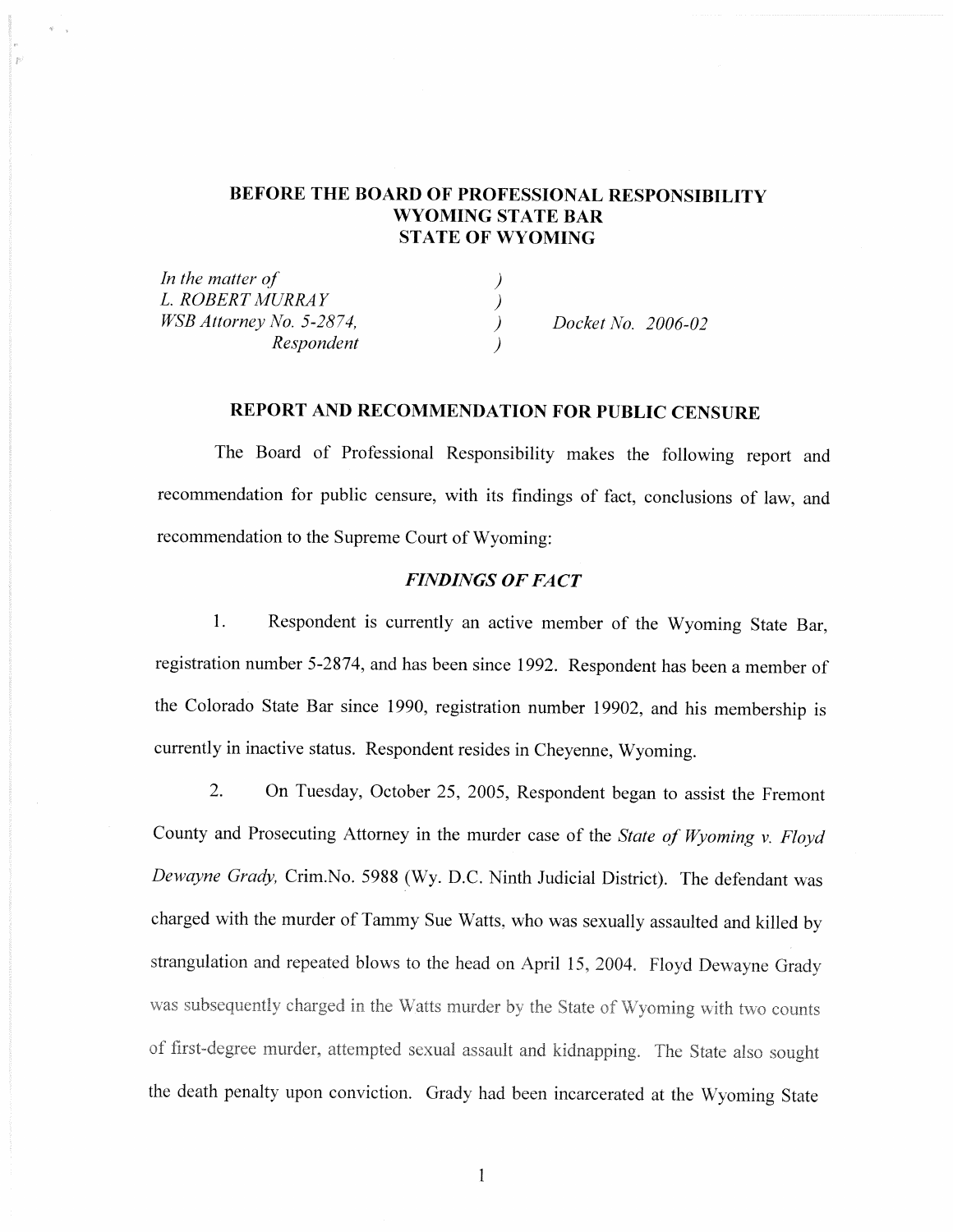**BEFORE THE BOARD OF PROFESSIONAL RESPONSIBILITY**
**WYOMING STATE BAR**
**STATE OF WYOMING**

| | | |
|---|---|---|
| *In the matter of* | ) | |
| *L. ROBERT MURRAY* | ) | |
| *WSB Attorney No. 5-2874,* | ) | *Docket No. 2006-02* |
| *Respondent* | ) | |

## REPORT AND RECOMMENDATION FOR PUBLIC CENSURE

The Board of Professional Responsibility makes the following report and recommendation for public censure, with its findings of fact, conclusions of law, and recommendation to the Supreme Court of Wyoming:

### *FINDINGS OF FACT*

1. Respondent is currently an active member of the Wyoming State Bar, registration number 5-2874, and has been since 1992. Respondent has been a member of the Colorado State Bar since 1990, registration number 19902, and his membership is currently in inactive status. Respondent resides in Cheyenne, Wyoming.

2. On Tuesday, October 25, 2005, Respondent began to assist the Fremont County and Prosecuting Attorney in the murder case of the *State of Wyoming v. Floyd Dewayne Grady,* Crim.No. 5988 (Wy. D.C. Ninth Judicial District). The defendant was charged with the murder of Tammy Sue Watts, who was sexually assaulted and killed by strangulation and repeated blows to the head on April 15, 2004. Floyd Dewayne Grady was subsequently charged in the Watts murder by the State of Wyoming with two counts of first-degree murder, attempted sexual assault and kidnapping. The State also sought the death penalty upon conviction. Grady had been incarcerated at the Wyoming State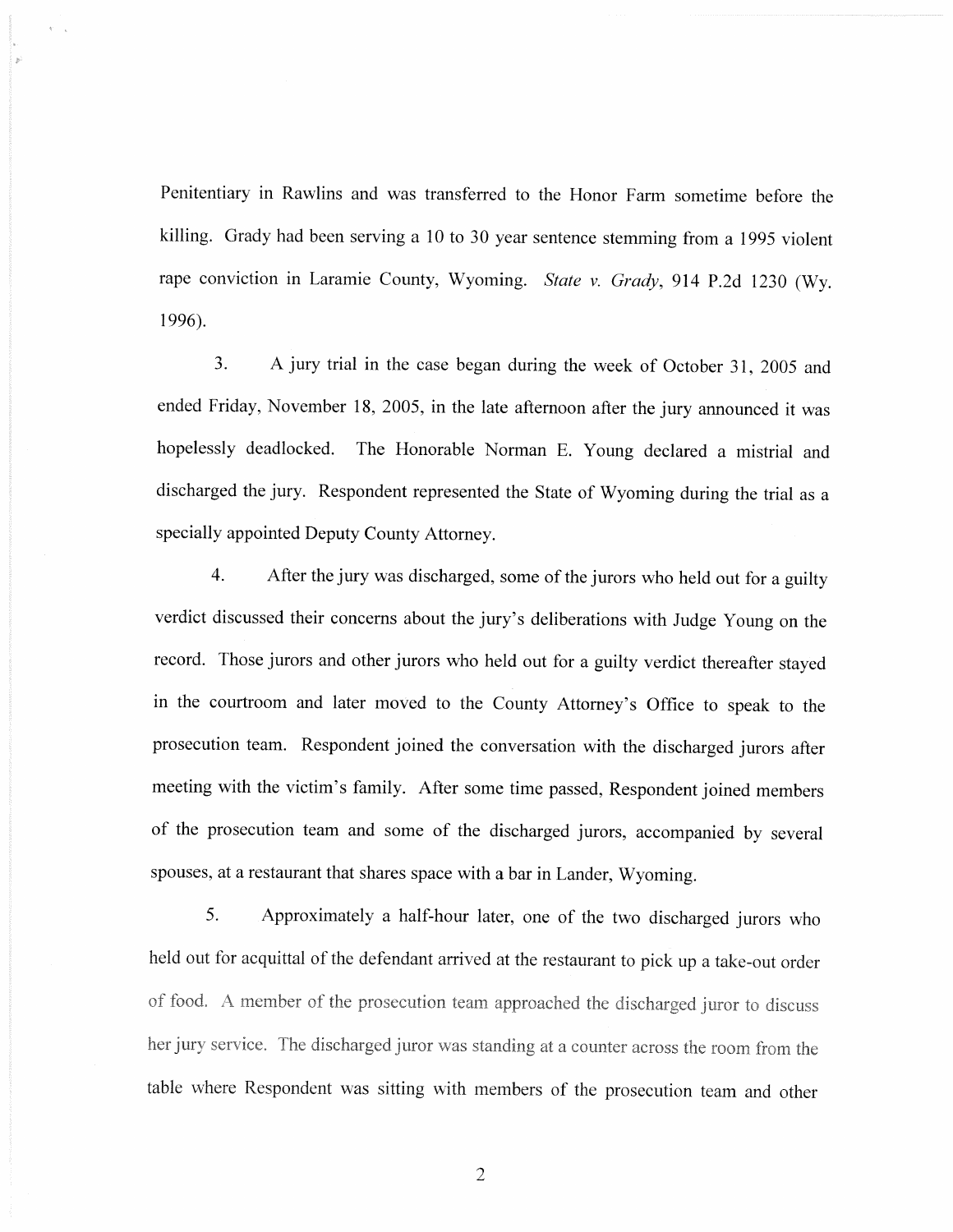Penitentiary in Rawlins and was transferred to the Honor Farm sometime before the killing. Grady had been serving a 10 to 30 year sentence stemming from a 1995 violent rape conviction in Laramie County, Wyoming. *State v. Grady*, 914 P.2d 1230 (Wy. 1996).

3. A jury trial in the case began during the week of October 31, 2005 and ended Friday, November 18, 2005, in the late afternoon after the jury announced it was hopelessly deadlocked. The Honorable Norman E. Young declared a mistrial and discharged the jury. Respondent represented the State of Wyoming during the trial as a specially appointed Deputy County Attorney.

4. After the jury was discharged, some of the jurors who held out for a guilty verdict discussed their concerns about the jury's deliberations with Judge Young on the record. Those jurors and other jurors who held out for a guilty verdict thereafter stayed in the courtroom and later moved to the County Attorney's Office to speak to the prosecution team. Respondent joined the conversation with the discharged jurors after meeting with the victim's family. After some time passed, Respondent joined members of the prosecution team and some of the discharged jurors, accompanied by several spouses, at a restaurant that shares space with a bar in Lander, Wyoming.

5. Approximately a half-hour later, one of the two discharged jurors who held out for acquittal of the defendant arrived at the restaurant to pick up a take-out order of food. A member of the prosecution team approached the discharged juror to discuss her jury service. The discharged juror was standing at a counter across the room from the table where Respondent was sitting with members of the prosecution team and other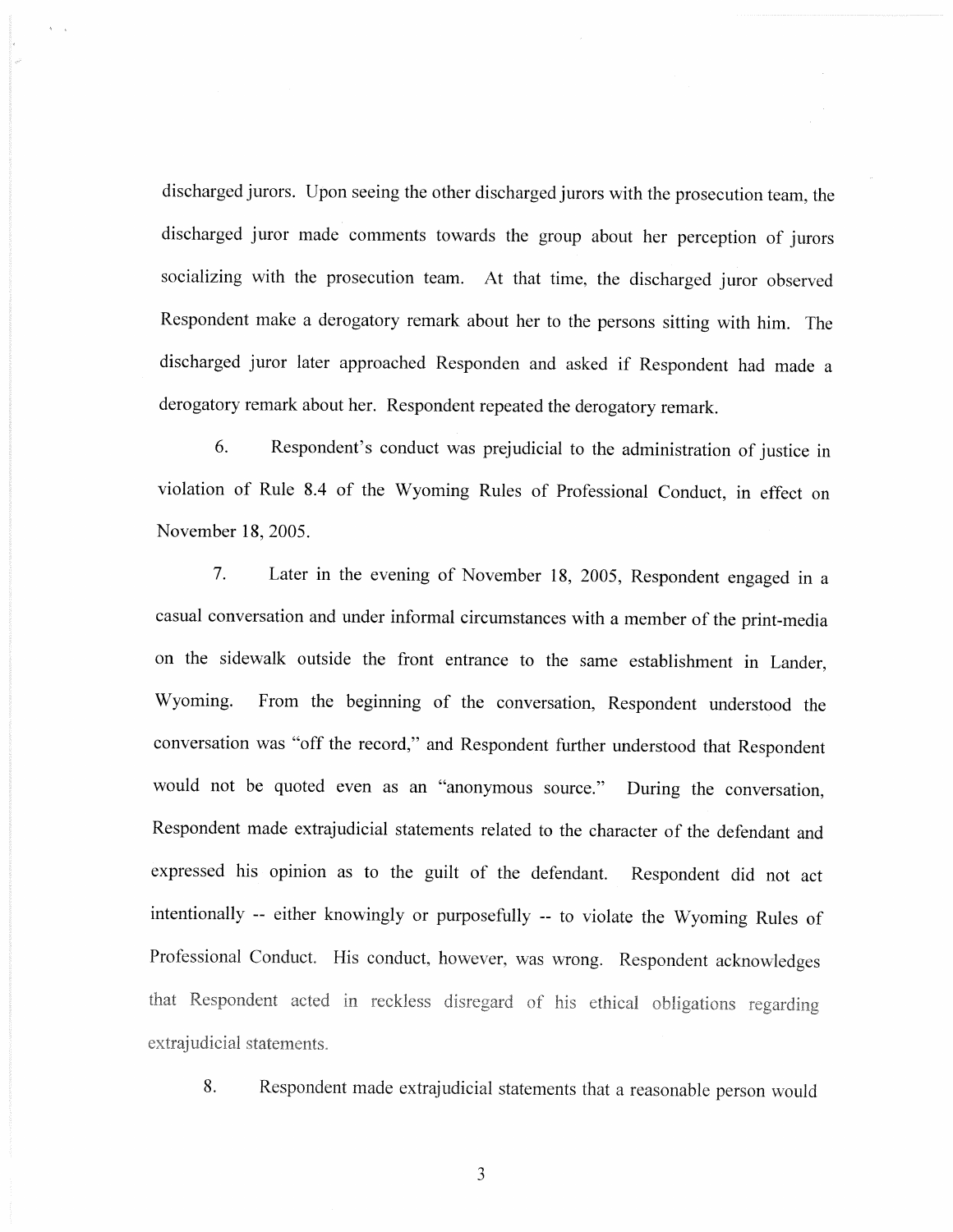discharged jurors. Upon seeing the other discharged jurors with the prosecution team, the discharged juror made comments towards the group about her perception of jurors socializing with the prosecution team. At that time, the discharged juror observed Respondent make a derogatory remark about her to the persons sitting with him. The discharged juror later approached Responden and asked if Respondent had made a derogatory remark about her. Respondent repeated the derogatory remark.

6. Respondent's conduct was prejudicial to the administration of justice in violation of Rule 8.4 of the Wyoming Rules of Professional Conduct, in effect on November 18, 2005.

7. Later in the evening of November 18, 2005, Respondent engaged in a casual conversation and under informal circumstances with a member of the print-media on the sidewalk outside the front entrance to the same establishment in Lander, Wyoming. From the beginning of the conversation, Respondent understood the conversation was "off the record," and Respondent further understood that Respondent would not be quoted even as an "anonymous source." During the conversation, Respondent made extrajudicial statements related to the character of the defendant and expressed his opinion as to the guilt of the defendant. Respondent did not act intentionally -- either knowingly or purposefully -- to violate the Wyoming Rules of Professional Conduct. His conduct, however, was wrong. Respondent acknowledges that Respondent acted in reckless disregard of his ethical obligations regarding extrajudicial statements.

8. Respondent made extrajudicial statements that a reasonable person would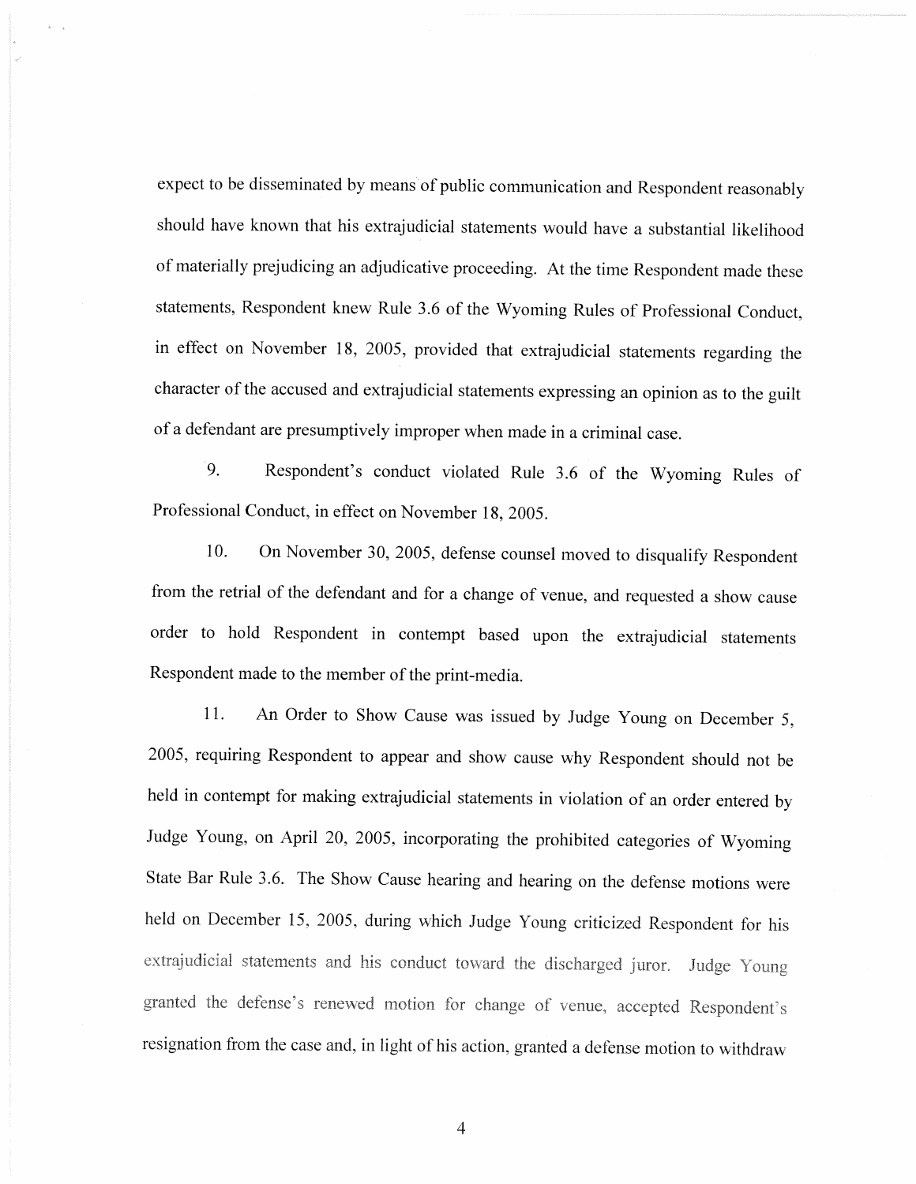expect to be disseminated by means of public communication and Respondent reasonably should have known that his extrajudicial statements would have a substantial likelihood of materially prejudicing an adjudicative proceeding. At the time Respondent made these statements, Respondent knew Rule 3.6 of the Wyoming Rules of Professional Conduct, in effect on November 18, 2005, provided that extrajudicial statements regarding the character of the accused and extrajudicial statements expressing an opinion as to the guilt of a defendant are presumptively improper when made in a criminal case.

9. Respondent's conduct violated Rule 3.6 of the Wyoming Rules of Professional Conduct, in effect on November 18, 2005.

10. On November 30, 2005, defense counsel moved to disqualify Respondent from the retrial of the defendant and for a change of venue, and requested a show cause order to hold Respondent in contempt based upon the extrajudicial statements Respondent made to the member of the print-media.

11. An Order to Show Cause was issued by Judge Young on December 5, 2005, requiring Respondent to appear and show cause why Respondent should not be held in contempt for making extrajudicial statements in violation of an order entered by Judge Young, on April 20, 2005, incorporating the prohibited categories of Wyoming State Bar Rule 3.6. The Show Cause hearing and hearing on the defense motions were held on December 15, 2005, during which Judge Young criticized Respondent for his extrajudicial statements and his conduct toward the discharged juror. Judge Young granted the defense's renewed motion for change of venue, accepted Respondent's resignation from the case and, in light of his action, granted a defense motion to withdraw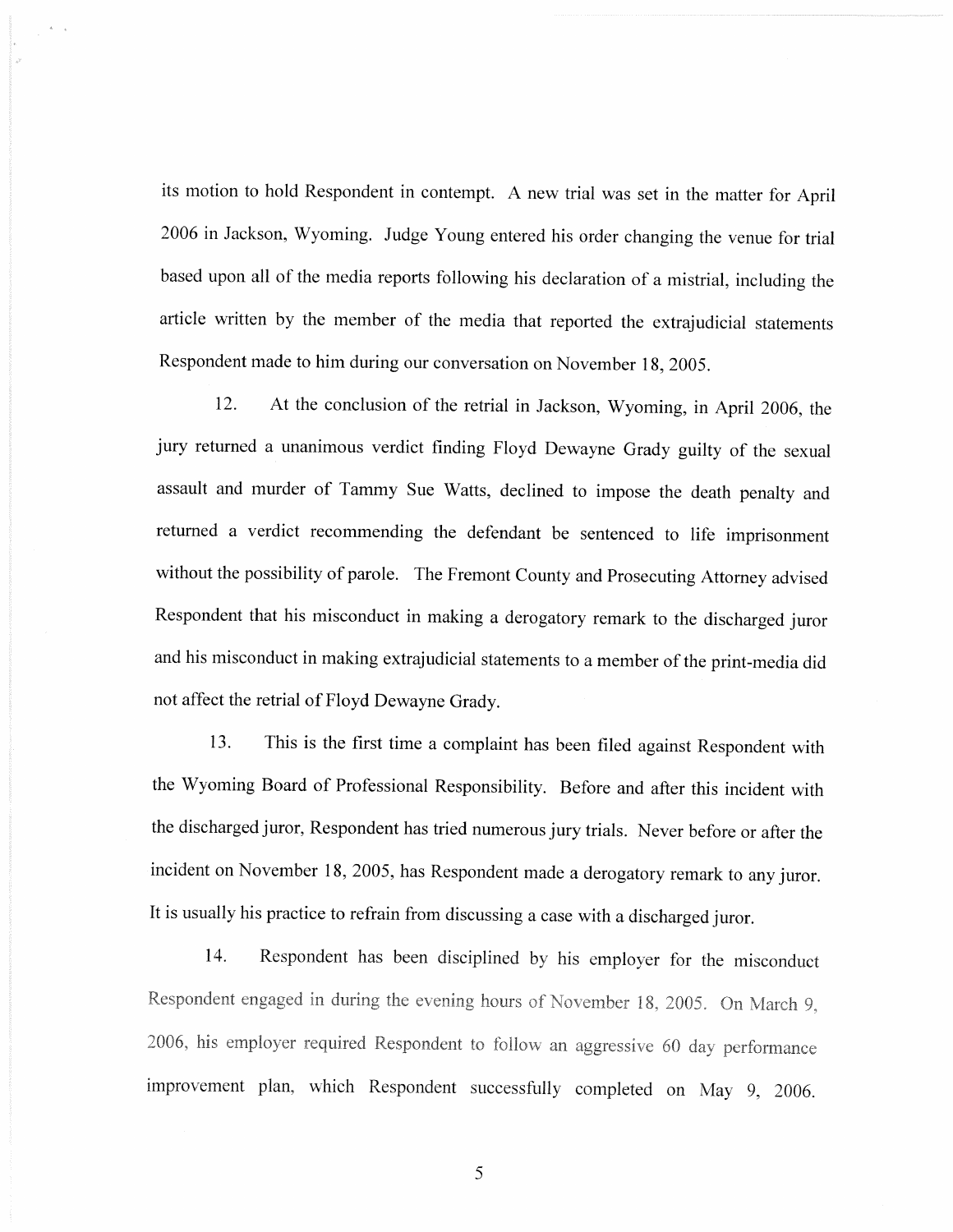its motion to hold Respondent in contempt. A new trial was set in the matter for April 2006 in Jackson, Wyoming. Judge Young entered his order changing the venue for trial based upon all of the media reports following his declaration of a mistrial, including the article written by the member of the media that reported the extrajudicial statements Respondent made to him during our conversation on November 18, 2005.

12. At the conclusion of the retrial in Jackson, Wyoming, in April 2006, the jury returned a unanimous verdict finding Floyd Dewayne Grady guilty of the sexual assault and murder of Tammy Sue Watts, declined to impose the death penalty and returned a verdict recommending the defendant be sentenced to life imprisonment without the possibility of parole. The Fremont County and Prosecuting Attorney advised Respondent that his misconduct in making a derogatory remark to the discharged juror and his misconduct in making extrajudicial statements to a member of the print-media did not affect the retrial of Floyd Dewayne Grady.

13. This is the first time a complaint has been filed against Respondent with the Wyoming Board of Professional Responsibility. Before and after this incident with the discharged juror, Respondent has tried numerous jury trials. Never before or after the incident on November 18, 2005, has Respondent made a derogatory remark to any juror. It is usually his practice to refrain from discussing a case with a discharged juror.

14. Respondent has been disciplined by his employer for the misconduct Respondent engaged in during the evening hours of November 18, 2005. On March 9, 2006, his employer required Respondent to follow an aggressive 60 day performance improvement plan, which Respondent successfully completed on May 9, 2006.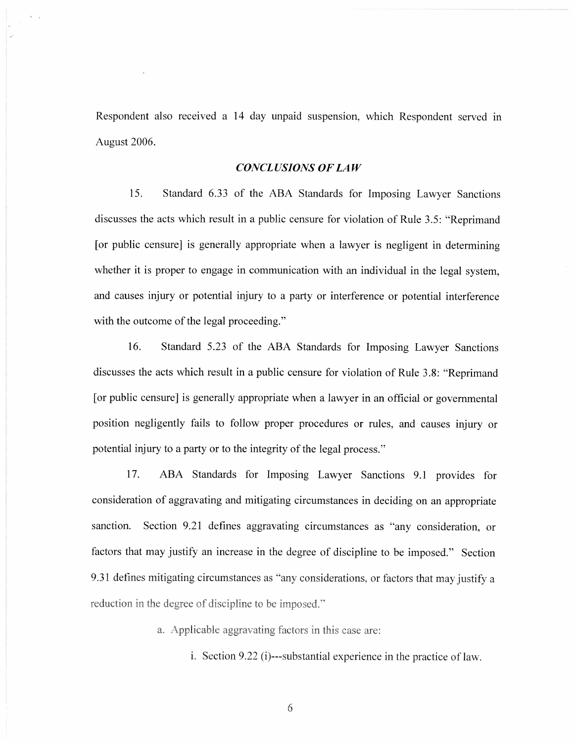Respondent also received a 14 day unpaid suspension, which Respondent served in August 2006.

## *CONCLUSIONS OF LAW*

15. Standard 6.33 of the ABA Standards for Imposing Lawyer Sanctions discusses the acts which result in a public censure for violation of Rule 3.5: "Reprimand [or public censure] is generally appropriate when a lawyer is negligent in determining whether it is proper to engage in communication with an individual in the legal system, and causes injury or potential injury to a party or interference or potential interference with the outcome of the legal proceeding."

16. Standard 5.23 of the ABA Standards for Imposing Lawyer Sanctions discusses the acts which result in a public censure for violation of Rule 3.8: "Reprimand [or public censure] is generally appropriate when a lawyer in an official or governmental position negligently fails to follow proper procedures or rules, and causes injury or potential injury to a party or to the integrity of the legal process."

17. ABA Standards for Imposing Lawyer Sanctions 9.1 provides for consideration of aggravating and mitigating circumstances in deciding on an appropriate sanction. Section 9.21 defines aggravating circumstances as "any consideration, or factors that may justify an increase in the degree of discipline to be imposed." Section 9.31 defines mitigating circumstances as "any considerations, or factors that may justify a reduction in the degree of discipline to be imposed."

a. Applicable aggravating factors in this case are:

i. Section 9.22 (i)---substantial experience in the practice of law.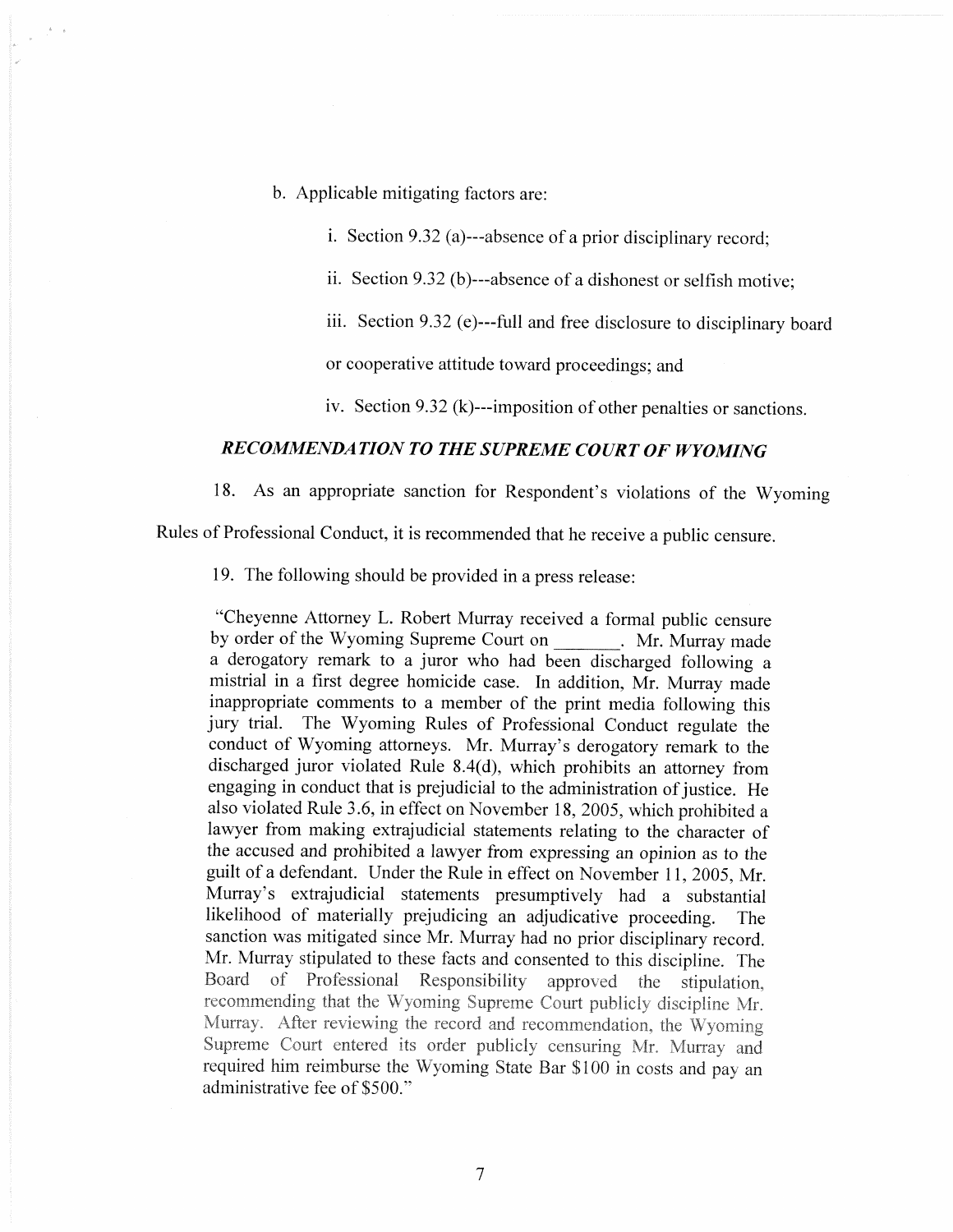b. Applicable mitigating factors are:

i. Section 9.32 (a)---absence of a prior disciplinary record;

ii. Section 9.32 (b)---absence of a dishonest or selfish motive;

iii. Section 9.32 (e)---full and free disclosure to disciplinary board or cooperative attitude toward proceedings; and

iv. Section 9.32 (k)---imposition of other penalties or sanctions.

### *RECOMMENDATION TO THE SUPREME COURT OF WYOMING*

18. As an appropriate sanction for Respondent's violations of the Wyoming Rules of Professional Conduct, it is recommended that he receive a public censure.

19. The following should be provided in a press release:

> "Cheyenne Attorney L. Robert Murray received a formal public censure by order of the Wyoming Supreme Court on \_\_\_\_\_\_\_. Mr. Murray made a derogatory remark to a juror who had been discharged following a mistrial in a first degree homicide case. In addition, Mr. Murray made inappropriate comments to a member of the print media following this jury trial. The Wyoming Rules of Professional Conduct regulate the conduct of Wyoming attorneys. Mr. Murray's derogatory remark to the discharged juror violated Rule 8.4(d), which prohibits an attorney from engaging in conduct that is prejudicial to the administration of justice. He also violated Rule 3.6, in effect on November 18, 2005, which prohibited a lawyer from making extrajudicial statements relating to the character of the accused and prohibited a lawyer from expressing an opinion as to the guilt of a defendant. Under the Rule in effect on November 11, 2005, Mr. Murray's extrajudicial statements presumptively had a substantial likelihood of materially prejudicing an adjudicative proceeding. The sanction was mitigated since Mr. Murray had no prior disciplinary record. Mr. Murray stipulated to these facts and consented to this discipline. The Board of Professional Responsibility approved the stipulation, recommending that the Wyoming Supreme Court publicly discipline Mr. Murray. After reviewing the record and recommendation, the Wyoming Supreme Court entered its order publicly censuring Mr. Murray and required him reimburse the Wyoming State Bar $100 in costs and pay an administrative fee of $500."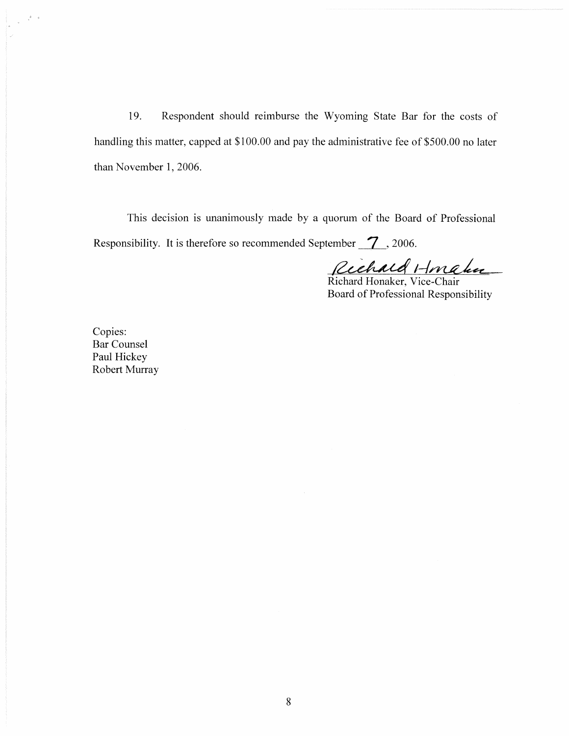19. Respondent should reimburse the Wyoming State Bar for the costs of handling this matter, capped at $100.00 and pay the administrative fee of $500.00 no later than November 1, 2006.

This decision is unanimously made by a quorum of the Board of Professional Responsibility. It is therefore so recommended September 7, 2006.

Richard Honaker

Richard Honaker, Vice-Chair
Board of Professional Responsibility

Copies:
Bar Counsel
Paul Hickey
Robert Murray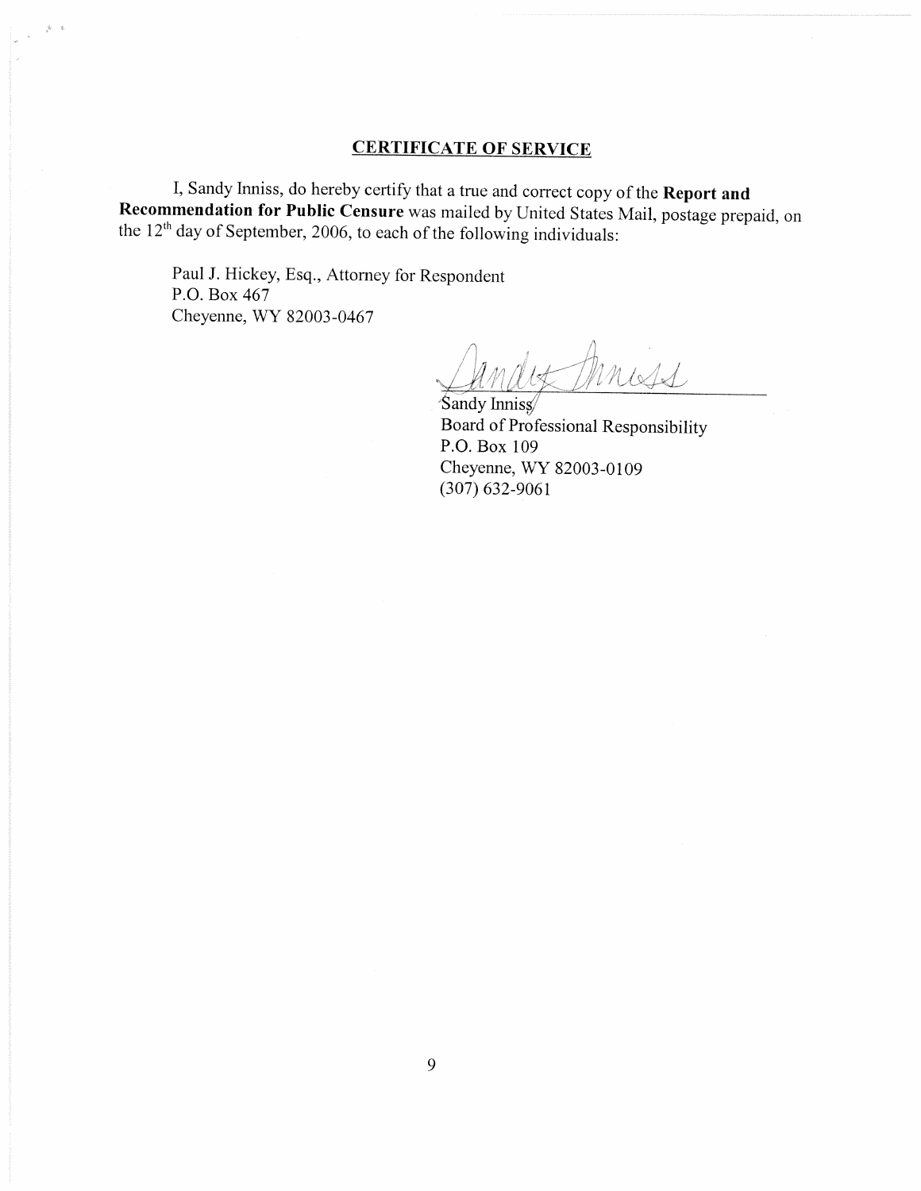## CERTIFICATE OF SERVICE

I, Sandy Inniss, do hereby certify that a true and correct copy of the **Report and Recommendation for Public Censure** was mailed by United States Mail, postage prepaid, on the 12th day of September, 2006, to each of the following individuals:

Paul J. Hickey, Esq., Attorney for Respondent
P.O. Box 467
Cheyenne, WY 82003-0467

Sandy Inniss
Board of Professional Responsibility
P.O. Box 109
Cheyenne, WY 82003-0109
(307) 632-9061